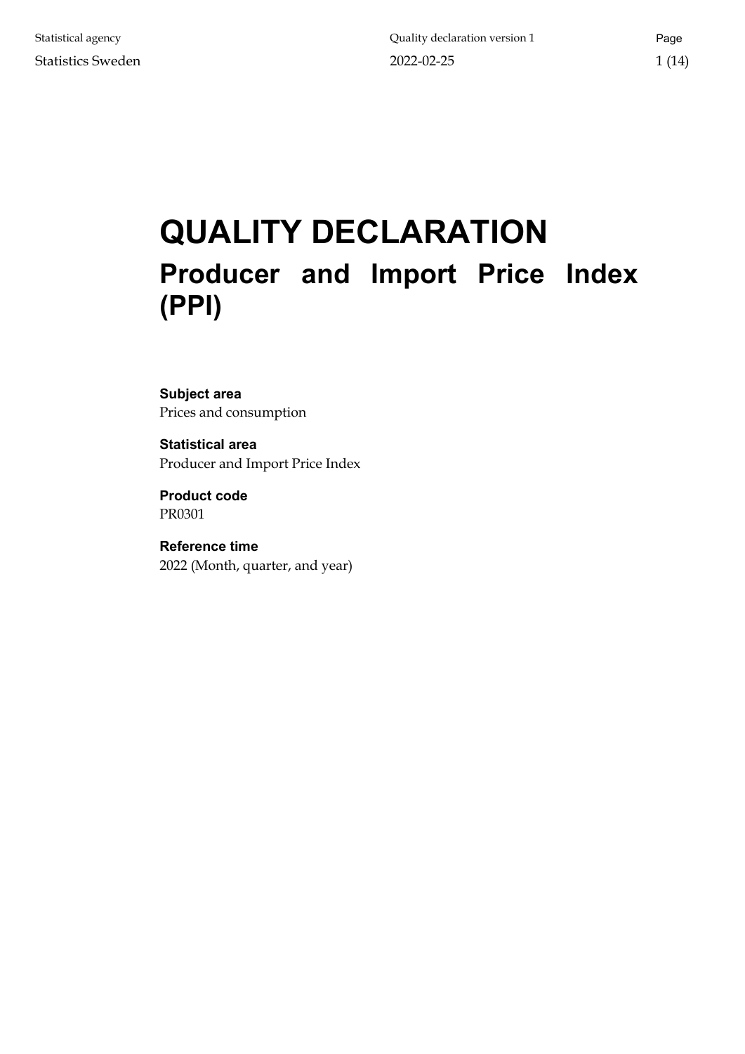Statistical agency
Statistics Sweden

Quality declaration version 1
2022-02-25

# QUALITY DECLARATION

## Producer and Import Price Index (PPI)

**Subject area**
Prices and consumption

**Statistical area**
Producer and Import Price Index

**Product code**
PR0301

**Reference time**
2022 (Month, quarter, and year)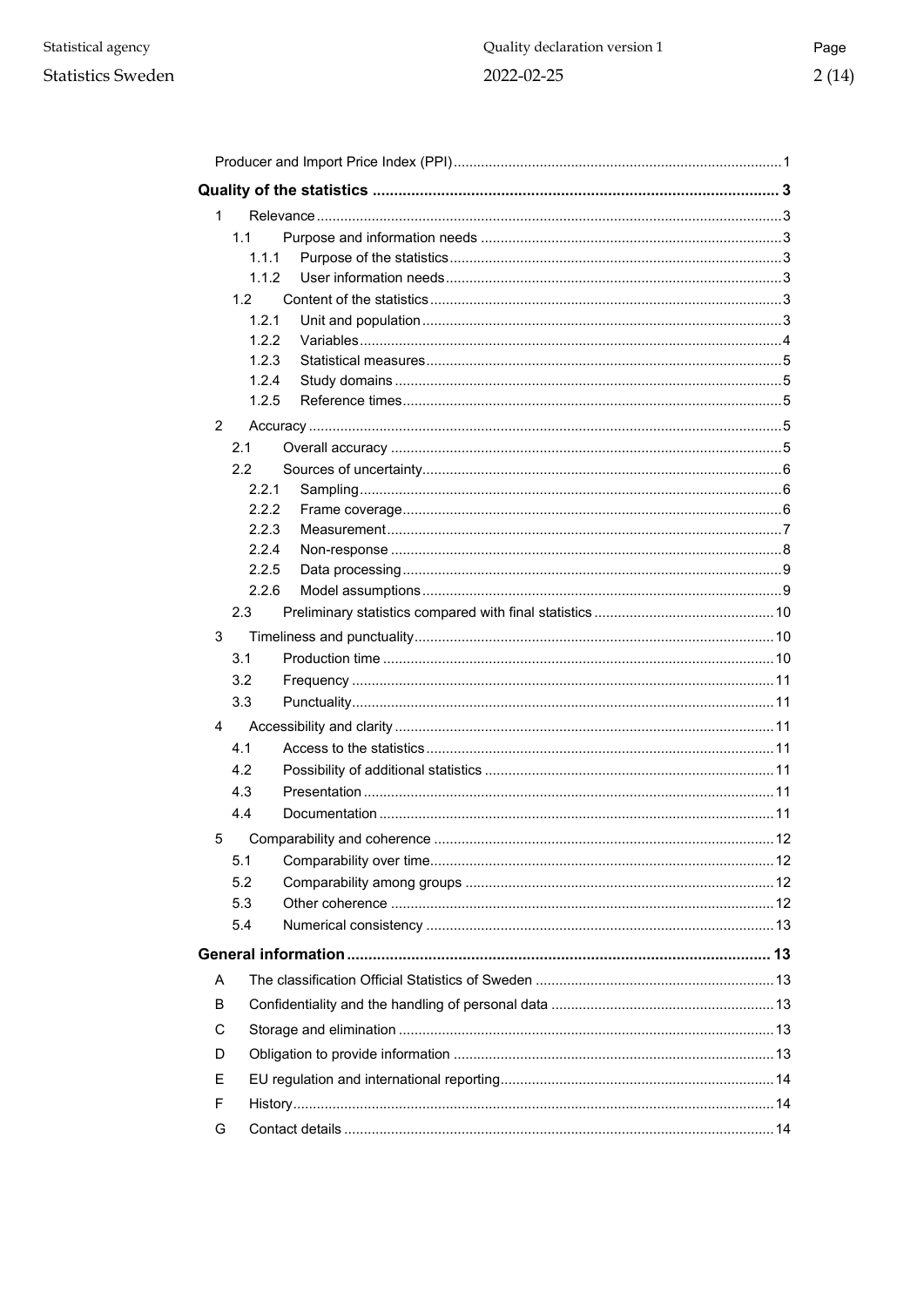Producer and Import Price Index (PPI) ....................................................................................1

**Quality of the statistics ................................................................................................ 3**

1 Relevance ....................................................................................................................3

1.1 Purpose and information needs ............................................................................3

1.1.1 Purpose of the statistics ....................................................................................3

1.1.2 User information needs .....................................................................................3

1.2 Content of the statistics .........................................................................................3

1.2.1 Unit and population ...........................................................................................3

1.2.2 Variables ...........................................................................................................4

1.2.3 Statistical measures ..........................................................................................5

1.2.4 Study domains ..................................................................................................5

1.2.5 Reference times ................................................................................................5

2 Accuracy .......................................................................................................................5

2.1 Overall accuracy ...................................................................................................5

2.2 Sources of uncertainty ...........................................................................................6

2.2.1 Sampling ...........................................................................................................6

2.2.2 Frame coverage ................................................................................................6

2.2.3 Measurement ....................................................................................................7

2.2.4 Non-response ...................................................................................................8

2.2.5 Data processing ................................................................................................9

2.2.6 Model assumptions ...........................................................................................9

2.3 Preliminary statistics compared with final statistics .............................................10

3 Timeliness and punctuality ...........................................................................................10

3.1 Production time ...................................................................................................10

3.2 Frequency ...........................................................................................................11

3.3 Punctuality ...........................................................................................................11

4 Accessibility and clarity ................................................................................................11

4.1 Access to the statistics ........................................................................................11

4.2 Possibility of additional statistics .........................................................................11

4.3 Presentation ........................................................................................................11

4.4 Documentation ....................................................................................................11

5 Comparability and coherence ......................................................................................12

5.1 Comparability over time .......................................................................................12

5.2 Comparability among groups ..............................................................................12

5.3 Other coherence .................................................................................................12

5.4 Numerical consistency ........................................................................................13

**General information .................................................................................................. 13**

A The classification Official Statistics of Sweden ............................................................13

B Confidentiality and the handling of personal data .........................................................13

C Storage and elimination ...............................................................................................13

D Obligation to provide information .................................................................................13

E EU regulation and international reporting .....................................................................14

F History ..........................................................................................................................14

G Contact details ............................................................................................................14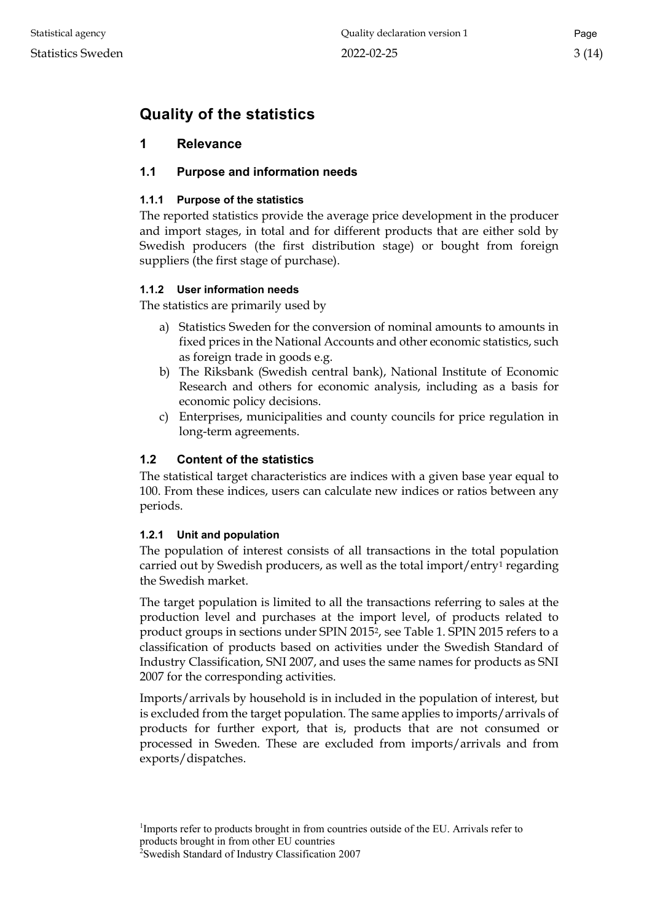# Quality of the statistics

## 1 Relevance

### 1.1 Purpose and information needs

#### 1.1.1 Purpose of the statistics

The reported statistics provide the average price development in the producer and import stages, in total and for different products that are either sold by Swedish producers (the first distribution stage) or bought from foreign suppliers (the first stage of purchase).

#### 1.1.2 User information needs

The statistics are primarily used by

a) Statistics Sweden for the conversion of nominal amounts to amounts in fixed prices in the National Accounts and other economic statistics, such as foreign trade in goods e.g.
b) The Riksbank (Swedish central bank), National Institute of Economic Research and others for economic analysis, including as a basis for economic policy decisions.
c) Enterprises, municipalities and county councils for price regulation in long-term agreements.

### 1.2 Content of the statistics

The statistical target characteristics are indices with a given base year equal to 100. From these indices, users can calculate new indices or ratios between any periods.

#### 1.2.1 Unit and population

The population of interest consists of all transactions in the total population carried out by Swedish producers, as well as the total import/entry[1] regarding the Swedish market.

The target population is limited to all the transactions referring to sales at the production level and purchases at the import level, of products related to product groups in sections under SPIN 2015[2], see Table 1. SPIN 2015 refers to a classification of products based on activities under the Swedish Standard of Industry Classification, SNI 2007, and uses the same names for products as SNI 2007 for the corresponding activities.

Imports/arrivals by household is in included in the population of interest, but is excluded from the target population. The same applies to imports/arrivals of products for further export, that is, products that are not consumed or processed in Sweden. These are excluded from imports/arrivals and from exports/dispatches.

[1]Imports refer to products brought in from countries outside of the EU. Arrivals refer to products brought in from other EU countries
[2]Swedish Standard of Industry Classification 2007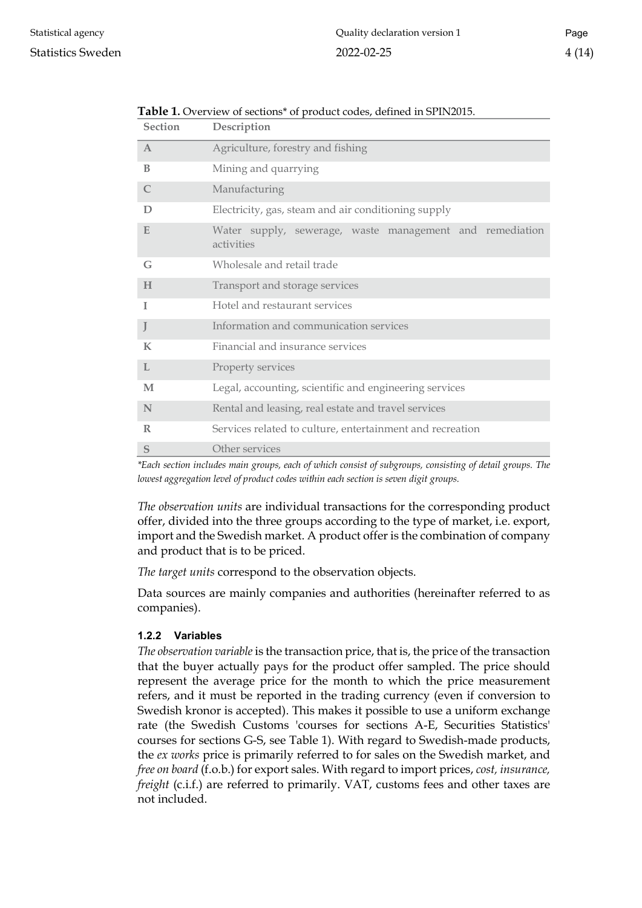**Table 1.** Overview of sections* of product codes, defined in SPIN2015.

| Section | Description |
|---|---|
| A | Agriculture, forestry and fishing |
| B | Mining and quarrying |
| C | Manufacturing |
| D | Electricity, gas, steam and air conditioning supply |
| E | Water supply, sewerage, waste management and remediation activities |
| G | Wholesale and retail trade |
| H | Transport and storage services |
| I | Hotel and restaurant services |
| J | Information and communication services |
| K | Financial and insurance services |
| L | Property services |
| M | Legal, accounting, scientific and engineering services |
| N | Rental and leasing, real estate and travel services |
| R | Services related to culture, entertainment and recreation |
| S | Other services |

*\*Each section includes main groups, each of which consist of subgroups, consisting of detail groups. The lowest aggregation level of product codes within each section is seven digit groups.*

*The observation units* are individual transactions for the corresponding product offer, divided into the three groups according to the type of market, i.e. export, import and the Swedish market. A product offer is the combination of company and product that is to be priced.

*The target units* correspond to the observation objects.

Data sources are mainly companies and authorities (hereinafter referred to as companies).

### 1.2.2 Variables

*The observation variable* is the transaction price, that is, the price of the transaction that the buyer actually pays for the product offer sampled. The price should represent the average price for the month to which the price measurement refers, and it must be reported in the trading currency (even if conversion to Swedish kronor is accepted). This makes it possible to use a uniform exchange rate (the Swedish Customs 'courses for sections A-E, Securities Statistics' courses for sections G-S, see Table 1). With regard to Swedish-made products, the *ex works* price is primarily referred to for sales on the Swedish market, and *free on board* (f.o.b.) for export sales. With regard to import prices, *cost, insurance, freight* (c.i.f.) are referred to primarily. VAT, customs fees and other taxes are not included.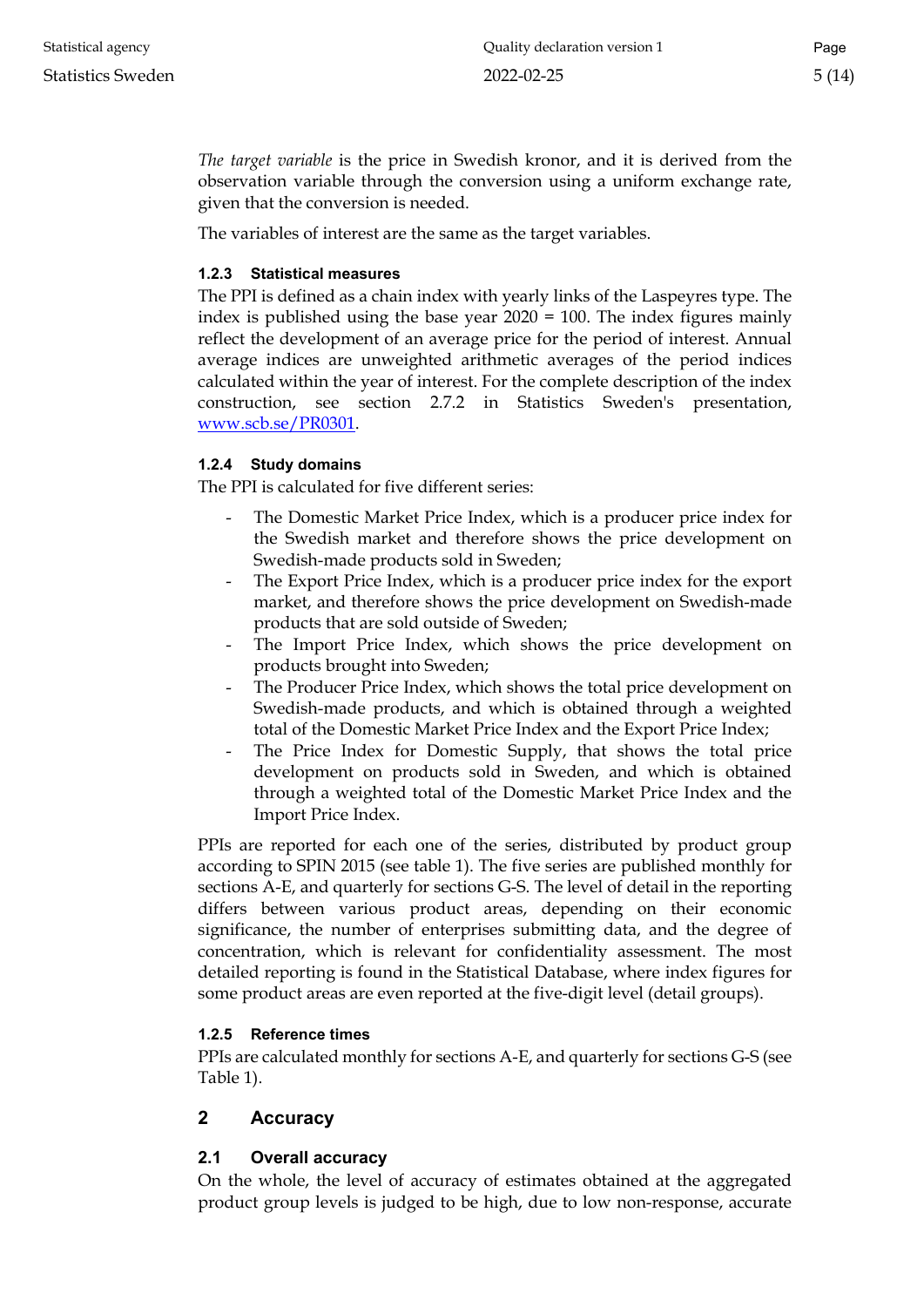*The target variable* is the price in Swedish kronor, and it is derived from the observation variable through the conversion using a uniform exchange rate, given that the conversion is needed.

The variables of interest are the same as the target variables.

### 1.2.3 Statistical measures

The PPI is defined as a chain index with yearly links of the Laspeyres type. The index is published using the base year 2020 = 100. The index figures mainly reflect the development of an average price for the period of interest. Annual average indices are unweighted arithmetic averages of the period indices calculated within the year of interest. For the complete description of the index construction, see section 2.7.2 in Statistics Sweden's presentation, [www.scb.se/PR0301](www.scb.se/PR0301).

### 1.2.4 Study domains

The PPI is calculated for five different series:

- The Domestic Market Price Index, which is a producer price index for the Swedish market and therefore shows the price development on Swedish-made products sold in Sweden;
- The Export Price Index, which is a producer price index for the export market, and therefore shows the price development on Swedish-made products that are sold outside of Sweden;
- The Import Price Index, which shows the price development on products brought into Sweden;
- The Producer Price Index, which shows the total price development on Swedish-made products, and which is obtained through a weighted total of the Domestic Market Price Index and the Export Price Index;
- The Price Index for Domestic Supply, that shows the total price development on products sold in Sweden, and which is obtained through a weighted total of the Domestic Market Price Index and the Import Price Index.

PPIs are reported for each one of the series, distributed by product group according to SPIN 2015 (see table 1). The five series are published monthly for sections A-E, and quarterly for sections G-S. The level of detail in the reporting differs between various product areas, depending on their economic significance, the number of enterprises submitting data, and the degree of concentration, which is relevant for confidentiality assessment. The most detailed reporting is found in the Statistical Database, where index figures for some product areas are even reported at the five-digit level (detail groups).

### 1.2.5 Reference times

PPIs are calculated monthly for sections A-E, and quarterly for sections G-S (see Table 1).

# 2 Accuracy

## 2.1 Overall accuracy

On the whole, the level of accuracy of estimates obtained at the aggregated product group levels is judged to be high, due to low non-response, accurate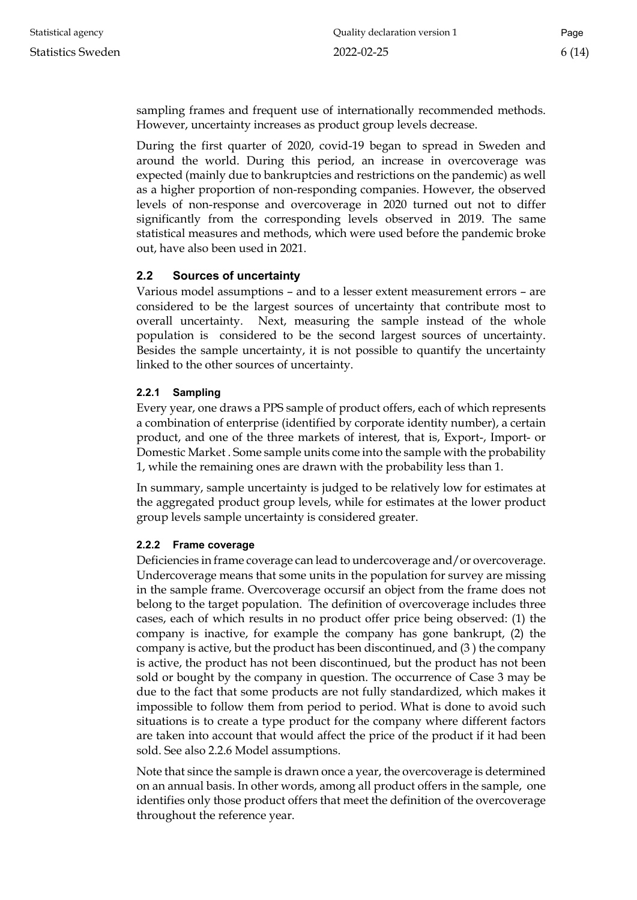sampling frames and frequent use of internationally recommended methods. However, uncertainty increases as product group levels decrease.

During the first quarter of 2020, covid-19 began to spread in Sweden and around the world. During this period, an increase in overcoverage was expected (mainly due to bankruptcies and restrictions on the pandemic) as well as a higher proportion of non-responding companies. However, the observed levels of non-response and overcoverage in 2020 turned out not to differ significantly from the corresponding levels observed in 2019. The same statistical measures and methods, which were used before the pandemic broke out, have also been used in 2021.

## 2.2 Sources of uncertainty

Various model assumptions – and to a lesser extent measurement errors – are considered to be the largest sources of uncertainty that contribute most to overall uncertainty. Next, measuring the sample instead of the whole population is considered to be the second largest sources of uncertainty. Besides the sample uncertainty, it is not possible to quantify the uncertainty linked to the other sources of uncertainty.

### 2.2.1 Sampling

Every year, one draws a PPS sample of product offers, each of which represents a combination of enterprise (identified by corporate identity number), a certain product, and one of the three markets of interest, that is, Export-, Import- or Domestic Market . Some sample units come into the sample with the probability 1, while the remaining ones are drawn with the probability less than 1.

In summary, sample uncertainty is judged to be relatively low for estimates at the aggregated product group levels, while for estimates at the lower product group levels sample uncertainty is considered greater.

### 2.2.2 Frame coverage

Deficiencies in frame coverage can lead to undercoverage and/or overcoverage. Undercoverage means that some units in the population for survey are missing in the sample frame. Overcoverage occursif an object from the frame does not belong to the target population. The definition of overcoverage includes three cases, each of which results in no product offer price being observed: (1) the company is inactive, for example the company has gone bankrupt, (2) the company is active, but the product has been discontinued, and (3 ) the company is active, the product has not been discontinued, but the product has not been sold or bought by the company in question. The occurrence of Case 3 may be due to the fact that some products are not fully standardized, which makes it impossible to follow them from period to period. What is done to avoid such situations is to create a type product for the company where different factors are taken into account that would affect the price of the product if it had been sold. See also 2.2.6 Model assumptions.

Note that since the sample is drawn once a year, the overcoverage is determined on an annual basis. In other words, among all product offers in the sample, one identifies only those product offers that meet the definition of the overcoverage throughout the reference year.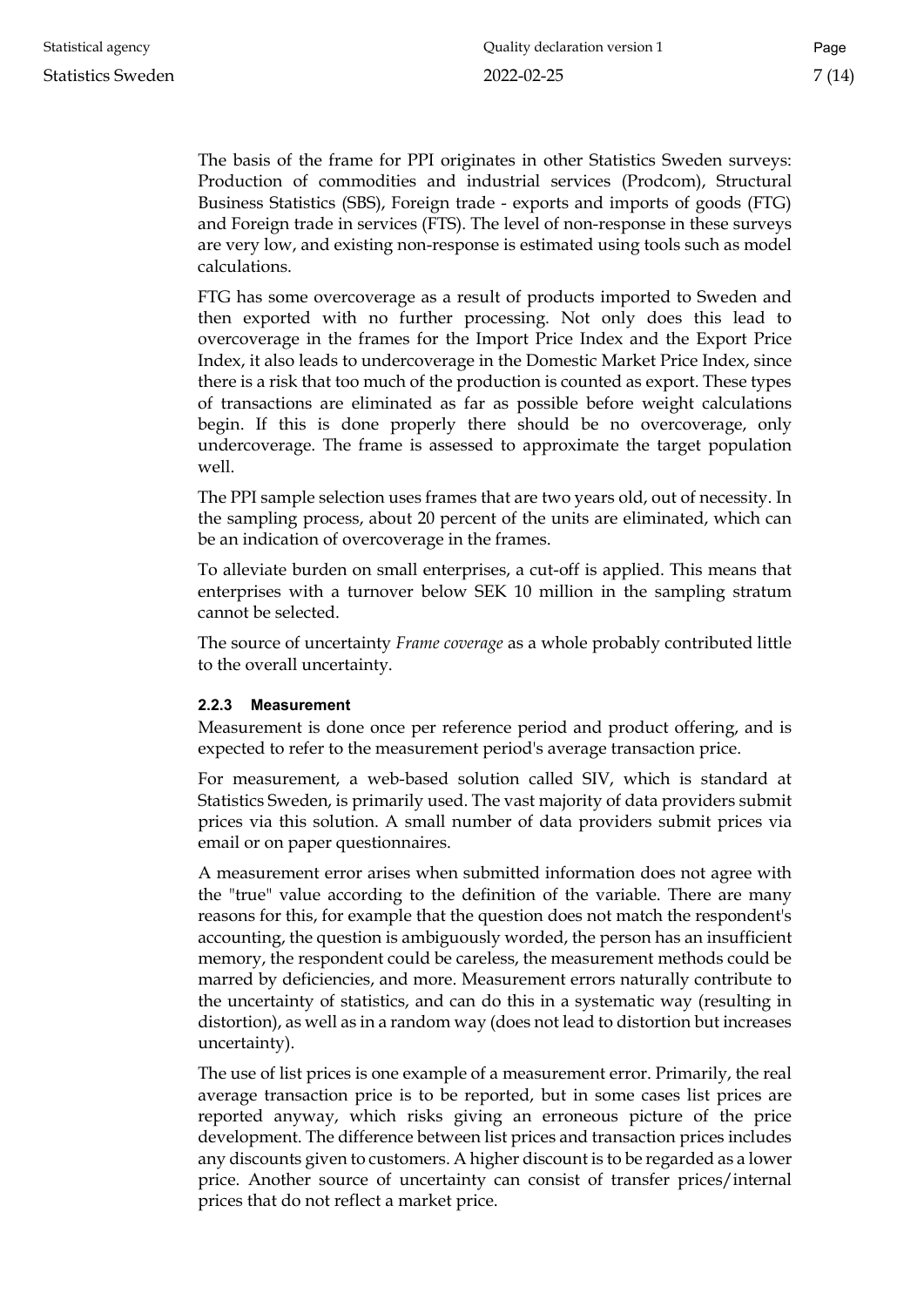The basis of the frame for PPI originates in other Statistics Sweden surveys: Production of commodities and industrial services (Prodcom), Structural Business Statistics (SBS), Foreign trade - exports and imports of goods (FTG) and Foreign trade in services (FTS). The level of non-response in these surveys are very low, and existing non-response is estimated using tools such as model calculations.

FTG has some overcoverage as a result of products imported to Sweden and then exported with no further processing. Not only does this lead to overcoverage in the frames for the Import Price Index and the Export Price Index, it also leads to undercoverage in the Domestic Market Price Index, since there is a risk that too much of the production is counted as export. These types of transactions are eliminated as far as possible before weight calculations begin. If this is done properly there should be no overcoverage, only undercoverage. The frame is assessed to approximate the target population well.

The PPI sample selection uses frames that are two years old, out of necessity. In the sampling process, about 20 percent of the units are eliminated, which can be an indication of overcoverage in the frames.

To alleviate burden on small enterprises, a cut-off is applied. This means that enterprises with a turnover below SEK 10 million in the sampling stratum cannot be selected.

The source of uncertainty *Frame coverage* as a whole probably contributed little to the overall uncertainty.

### 2.2.3 Measurement

Measurement is done once per reference period and product offering, and is expected to refer to the measurement period's average transaction price.

For measurement, a web-based solution called SIV, which is standard at Statistics Sweden, is primarily used. The vast majority of data providers submit prices via this solution. A small number of data providers submit prices via email or on paper questionnaires.

A measurement error arises when submitted information does not agree with the "true" value according to the definition of the variable. There are many reasons for this, for example that the question does not match the respondent's accounting, the question is ambiguously worded, the person has an insufficient memory, the respondent could be careless, the measurement methods could be marred by deficiencies, and more. Measurement errors naturally contribute to the uncertainty of statistics, and can do this in a systematic way (resulting in distortion), as well as in a random way (does not lead to distortion but increases uncertainty).

The use of list prices is one example of a measurement error. Primarily, the real average transaction price is to be reported, but in some cases list prices are reported anyway, which risks giving an erroneous picture of the price development. The difference between list prices and transaction prices includes any discounts given to customers. A higher discount is to be regarded as a lower price. Another source of uncertainty can consist of transfer prices/internal prices that do not reflect a market price.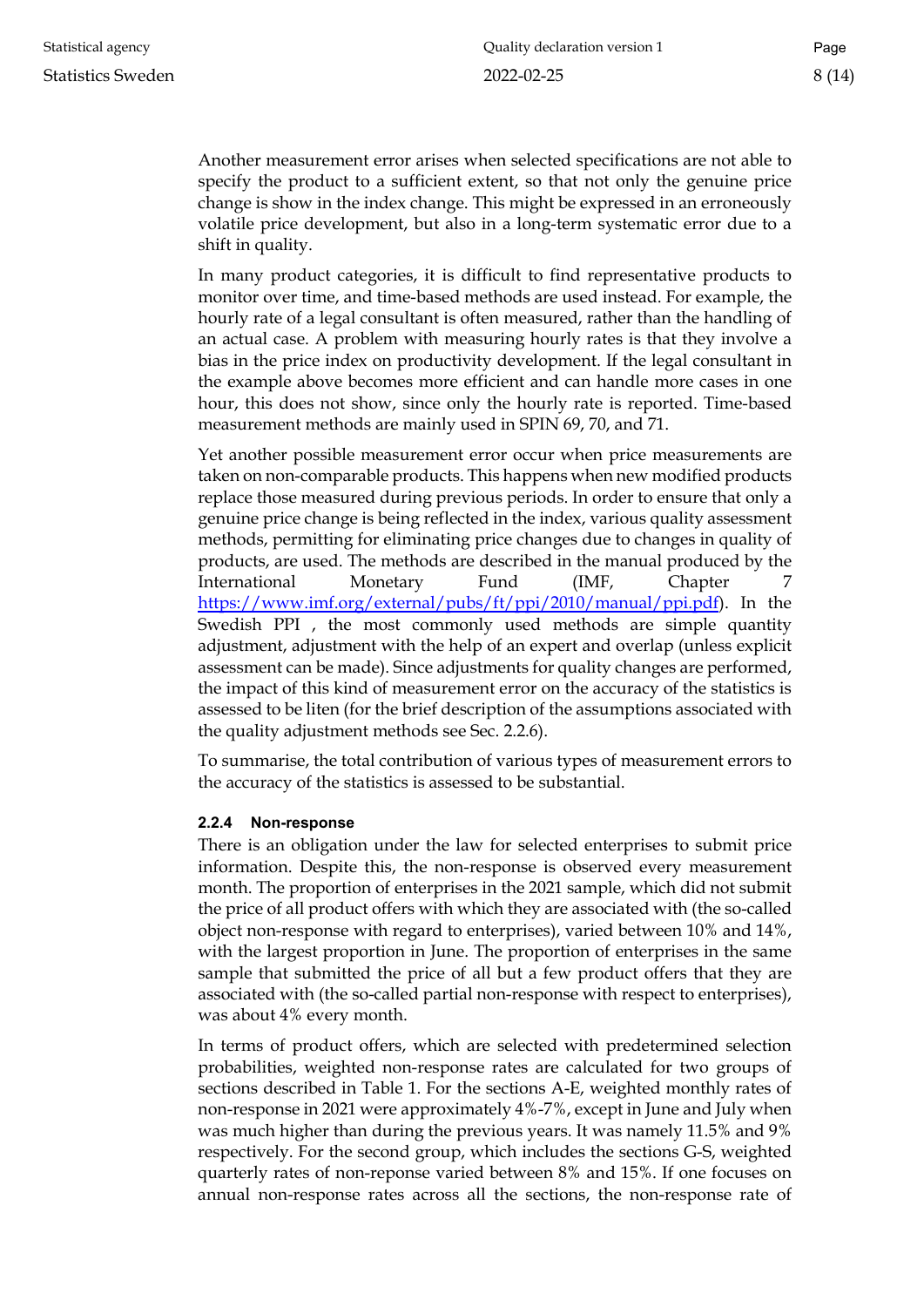Another measurement error arises when selected specifications are not able to specify the product to a sufficient extent, so that not only the genuine price change is show in the index change. This might be expressed in an erroneously volatile price development, but also in a long-term systematic error due to a shift in quality.

In many product categories, it is difficult to find representative products to monitor over time, and time-based methods are used instead. For example, the hourly rate of a legal consultant is often measured, rather than the handling of an actual case. A problem with measuring hourly rates is that they involve a bias in the price index on productivity development. If the legal consultant in the example above becomes more efficient and can handle more cases in one hour, this does not show, since only the hourly rate is reported. Time-based measurement methods are mainly used in SPIN 69, 70, and 71.

Yet another possible measurement error occur when price measurements are taken on non-comparable products. This happens when new modified products replace those measured during previous periods. In order to ensure that only a genuine price change is being reflected in the index, various quality assessment methods, permitting for eliminating price changes due to changes in quality of products, are used. The methods are described in the manual produced by the International Monetary Fund (IMF, Chapter 7 https://www.imf.org/external/pubs/ft/ppi/2010/manual/ppi.pdf). In the Swedish PPI , the most commonly used methods are simple quantity adjustment, adjustment with the help of an expert and overlap (unless explicit assessment can be made). Since adjustments for quality changes are performed, the impact of this kind of measurement error on the accuracy of the statistics is assessed to be liten (for the brief description of the assumptions associated with the quality adjustment methods see Sec. 2.2.6).

To summarise, the total contribution of various types of measurement errors to the accuracy of the statistics is assessed to be substantial.

#### 2.2.4 Non-response

There is an obligation under the law for selected enterprises to submit price information. Despite this, the non-response is observed every measurement month. The proportion of enterprises in the 2021 sample, which did not submit the price of all product offers with which they are associated with (the so-called object non-response with regard to enterprises), varied between 10% and 14%, with the largest proportion in June. The proportion of enterprises in the same sample that submitted the price of all but a few product offers that they are associated with (the so-called partial non-response with respect to enterprises), was about 4% every month.

In terms of product offers, which are selected with predetermined selection probabilities, weighted non-response rates are calculated for two groups of sections described in Table 1. For the sections A-E, weighted monthly rates of non-response in 2021 were approximately 4%-7%, except in June and July when was much higher than during the previous years. It was namely 11.5% and 9% respectively. For the second group, which includes the sections G-S, weighted quarterly rates of non-reponse varied between 8% and 15%. If one focuses on annual non-response rates across all the sections, the non-response rate of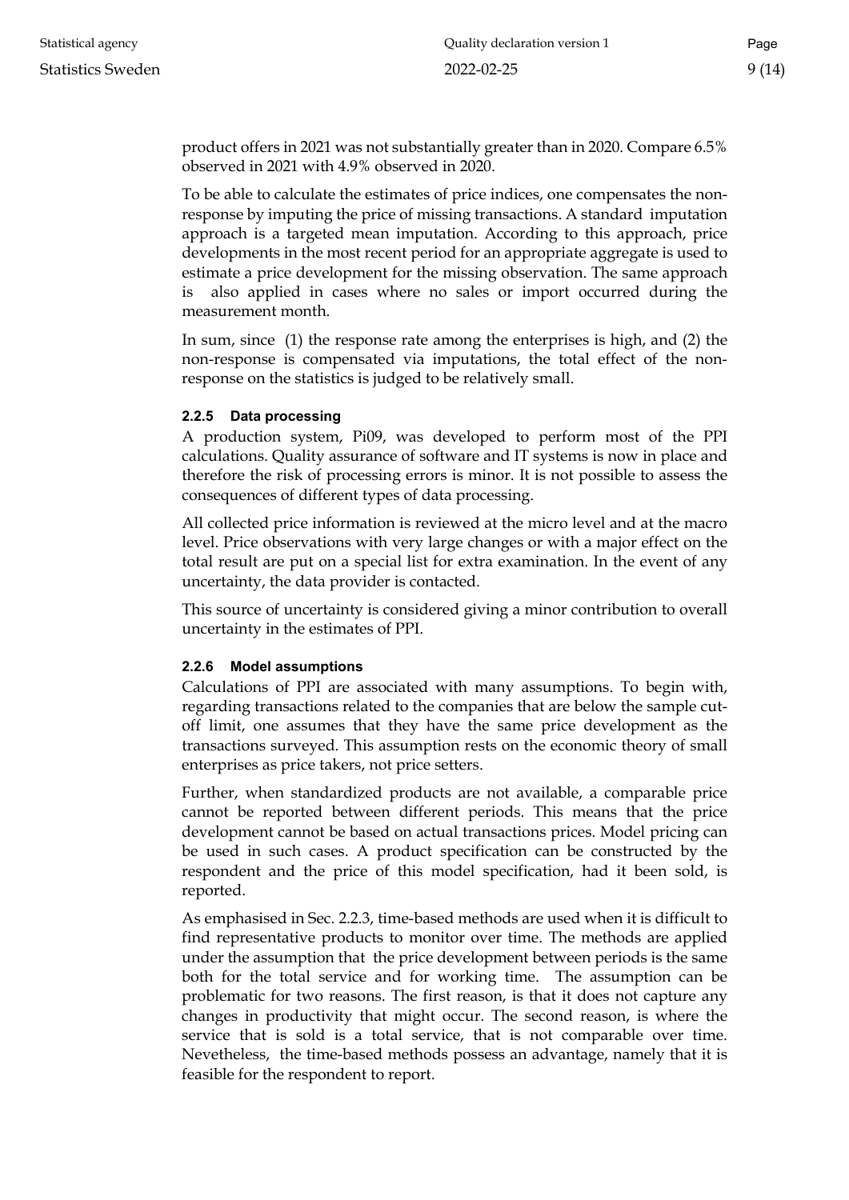product offers in 2021 was not substantially greater than in 2020. Compare 6.5% observed in 2021 with 4.9% observed in 2020.

To be able to calculate the estimates of price indices, one compensates the non-response by imputing the price of missing transactions. A standard imputation approach is a targeted mean imputation. According to this approach, price developments in the most recent period for an appropriate aggregate is used to estimate a price development for the missing observation. The same approach is also applied in cases where no sales or import occurred during the measurement month.

In sum, since (1) the response rate among the enterprises is high, and (2) the non-response is compensated via imputations, the total effect of the non-response on the statistics is judged to be relatively small.

#### 2.2.5 Data processing

A production system, Pi09, was developed to perform most of the PPI calculations. Quality assurance of software and IT systems is now in place and therefore the risk of processing errors is minor. It is not possible to assess the consequences of different types of data processing.

All collected price information is reviewed at the micro level and at the macro level. Price observations with very large changes or with a major effect on the total result are put on a special list for extra examination. In the event of any uncertainty, the data provider is contacted.

This source of uncertainty is considered giving a minor contribution to overall uncertainty in the estimates of PPI.

#### 2.2.6 Model assumptions

Calculations of PPI are associated with many assumptions. To begin with, regarding transactions related to the companies that are below the sample cut-off limit, one assumes that they have the same price development as the transactions surveyed. This assumption rests on the economic theory of small enterprises as price takers, not price setters.

Further, when standardized products are not available, a comparable price cannot be reported between different periods. This means that the price development cannot be based on actual transactions prices. Model pricing can be used in such cases. A product specification can be constructed by the respondent and the price of this model specification, had it been sold, is reported.

As emphasised in Sec. 2.2.3, time-based methods are used when it is difficult to find representative products to monitor over time. The methods are applied under the assumption that the price development between periods is the same both for the total service and for working time. The assumption can be problematic for two reasons. The first reason, is that it does not capture any changes in productivity that might occur. The second reason, is where the service that is sold is a total service, that is not comparable over time. Nevetheless, the time-based methods possess an advantage, namely that it is feasible for the respondent to report.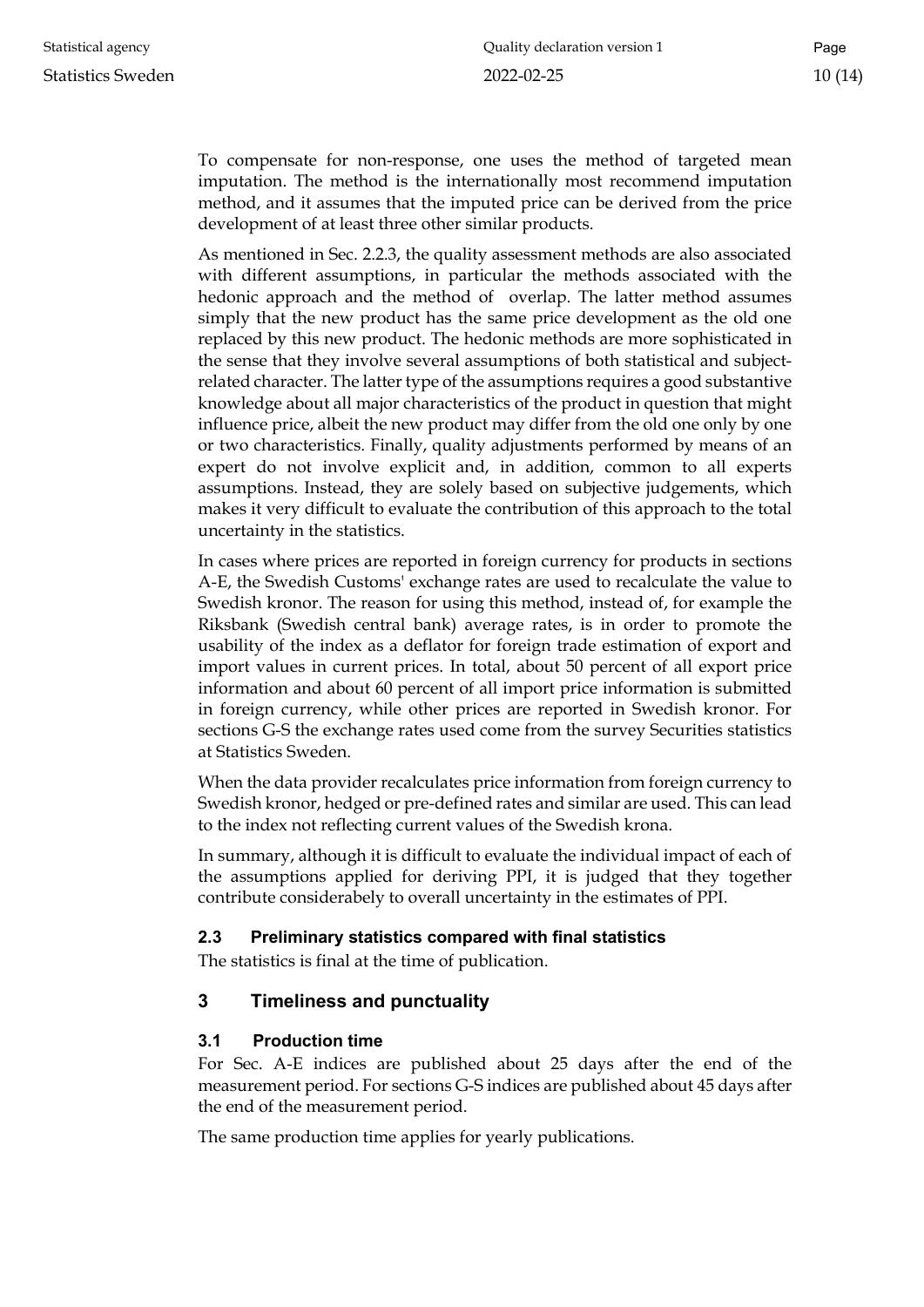To compensate for non-response, one uses the method of targeted mean imputation. The method is the internationally most recommend imputation method, and it assumes that the imputed price can be derived from the price development of at least three other similar products.

As mentioned in Sec. 2.2.3, the quality assessment methods are also associated with different assumptions, in particular the methods associated with the hedonic approach and the method of overlap. The latter method assumes simply that the new product has the same price development as the old one replaced by this new product. The hedonic methods are more sophisticated in the sense that they involve several assumptions of both statistical and subject-related character. The latter type of the assumptions requires a good substantive knowledge about all major characteristics of the product in question that might influence price, albeit the new product may differ from the old one only by one or two characteristics. Finally, quality adjustments performed by means of an expert do not involve explicit and, in addition, common to all experts assumptions. Instead, they are solely based on subjective judgements, which makes it very difficult to evaluate the contribution of this approach to the total uncertainty in the statistics.

In cases where prices are reported in foreign currency for products in sections A-E, the Swedish Customs' exchange rates are used to recalculate the value to Swedish kronor. The reason for using this method, instead of, for example the Riksbank (Swedish central bank) average rates, is in order to promote the usability of the index as a deflator for foreign trade estimation of export and import values in current prices. In total, about 50 percent of all export price information and about 60 percent of all import price information is submitted in foreign currency, while other prices are reported in Swedish kronor. For sections G-S the exchange rates used come from the survey Securities statistics at Statistics Sweden.

When the data provider recalculates price information from foreign currency to Swedish kronor, hedged or pre-defined rates and similar are used. This can lead to the index not reflecting current values of the Swedish krona.

In summary, although it is difficult to evaluate the individual impact of each of the assumptions applied for deriving PPI, it is judged that they together contribute considerably to overall uncertainty in the estimates of PPI.

### 2.3 Preliminary statistics compared with final statistics

The statistics is final at the time of publication.

## 3 Timeliness and punctuality

### 3.1 Production time

For Sec. A-E indices are published about 25 days after the end of the measurement period. For sections G-S indices are published about 45 days after the end of the measurement period.

The same production time applies for yearly publications.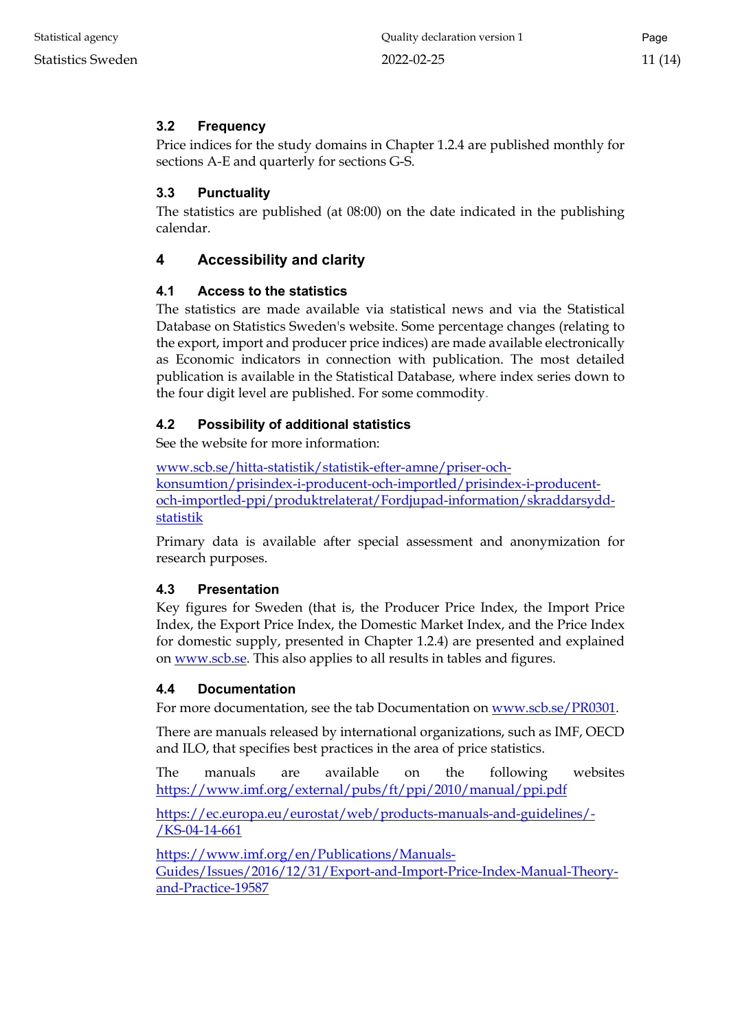### 3.2 Frequency

Price indices for the study domains in Chapter 1.2.4 are published monthly for sections A-E and quarterly for sections G-S.

### 3.3 Punctuality

The statistics are published (at 08:00) on the date indicated in the publishing calendar.

## 4 Accessibility and clarity

### 4.1 Access to the statistics

The statistics are made available via statistical news and via the Statistical Database on Statistics Sweden's website. Some percentage changes (relating to the export, import and producer price indices) are made available electronically as Economic indicators in connection with publication. The most detailed publication is available in the Statistical Database, where index series down to the four digit level are published. For some commodity.

### 4.2 Possibility of additional statistics

See the website for more information:

[www.scb.se/hitta-statistik/statistik-efter-amne/priser-och-konsumtion/prisindex-i-producent-och-importled/prisindex-i-producent-och-importled-ppi/produktrelaterat/Fordjupad-information/skraddarsydd-statistik](www.scb.se/hitta-statistik/statistik-efter-amne/priser-och-konsumtion/prisindex-i-producent-och-importled/prisindex-i-producent-och-importled-ppi/produktrelaterat/Fordjupad-information/skraddarsydd-statistik)

Primary data is available after special assessment and anonymization for research purposes.

### 4.3 Presentation

Key figures for Sweden (that is, the Producer Price Index, the Import Price Index, the Export Price Index, the Domestic Market Index, and the Price Index for domestic supply, presented in Chapter 1.2.4) are presented and explained on [www.scb.se](www.scb.se). This also applies to all results in tables and figures.

### 4.4 Documentation

For more documentation, see the tab Documentation on [www.scb.se/PR0301](www.scb.se/PR0301).

There are manuals released by international organizations, such as IMF, OECD and ILO, that specifies best practices in the area of price statistics.

The manuals are available on the following websites [https://www.imf.org/external/pubs/ft/ppi/2010/manual/ppi.pdf](https://www.imf.org/external/pubs/ft/ppi/2010/manual/ppi.pdf)

[https://ec.europa.eu/eurostat/web/products-manuals-and-guidelines/-/KS-04-14-661](https://ec.europa.eu/eurostat/web/products-manuals-and-guidelines/-/KS-04-14-661)

[https://www.imf.org/en/Publications/Manuals-Guides/Issues/2016/12/31/Export-and-Import-Price-Index-Manual-Theory-and-Practice-19587](https://www.imf.org/en/Publications/Manuals-Guides/Issues/2016/12/31/Export-and-Import-Price-Index-Manual-Theory-and-Practice-19587)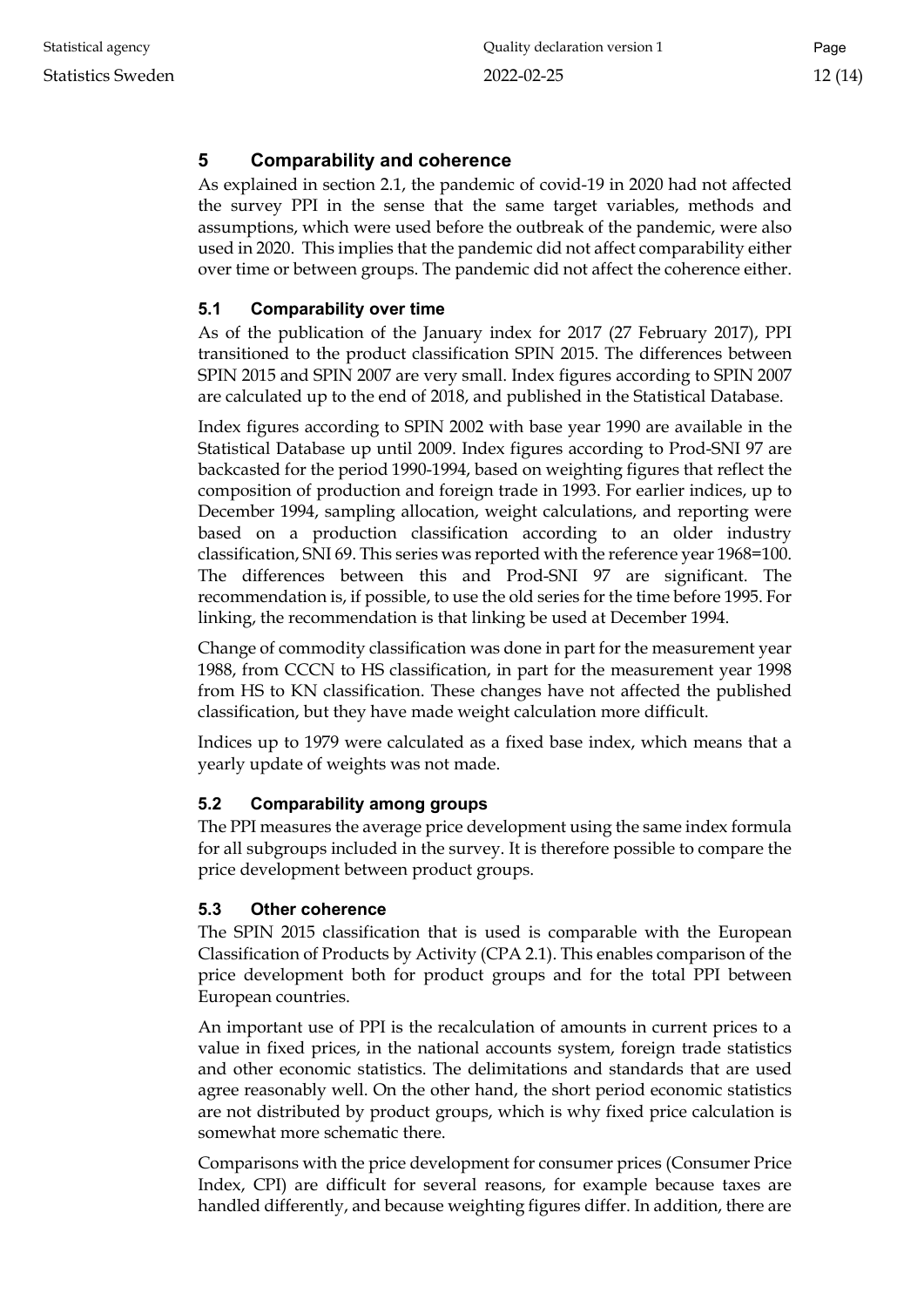## 5 Comparability and coherence

As explained in section 2.1, the pandemic of covid-19 in 2020 had not affected the survey PPI in the sense that the same target variables, methods and assumptions, which were used before the outbreak of the pandemic, were also used in 2020. This implies that the pandemic did not affect comparability either over time or between groups. The pandemic did not affect the coherence either.

### 5.1 Comparability over time

As of the publication of the January index for 2017 (27 February 2017), PPI transitioned to the product classification SPIN 2015. The differences between SPIN 2015 and SPIN 2007 are very small. Index figures according to SPIN 2007 are calculated up to the end of 2018, and published in the Statistical Database.

Index figures according to SPIN 2002 with base year 1990 are available in the Statistical Database up until 2009. Index figures according to Prod-SNI 97 are backcasted for the period 1990-1994, based on weighting figures that reflect the composition of production and foreign trade in 1993. For earlier indices, up to December 1994, sampling allocation, weight calculations, and reporting were based on a production classification according to an older industry classification, SNI 69. This series was reported with the reference year 1968=100. The differences between this and Prod-SNI 97 are significant. The recommendation is, if possible, to use the old series for the time before 1995. For linking, the recommendation is that linking be used at December 1994.

Change of commodity classification was done in part for the measurement year 1988, from CCCN to HS classification, in part for the measurement year 1998 from HS to KN classification. These changes have not affected the published classification, but they have made weight calculation more difficult.

Indices up to 1979 were calculated as a fixed base index, which means that a yearly update of weights was not made.

### 5.2 Comparability among groups

The PPI measures the average price development using the same index formula for all subgroups included in the survey. It is therefore possible to compare the price development between product groups.

### 5.3 Other coherence

The SPIN 2015 classification that is used is comparable with the European Classification of Products by Activity (CPA 2.1). This enables comparison of the price development both for product groups and for the total PPI between European countries.

An important use of PPI is the recalculation of amounts in current prices to a value in fixed prices, in the national accounts system, foreign trade statistics and other economic statistics. The delimitations and standards that are used agree reasonably well. On the other hand, the short period economic statistics are not distributed by product groups, which is why fixed price calculation is somewhat more schematic there.

Comparisons with the price development for consumer prices (Consumer Price Index, CPI) are difficult for several reasons, for example because taxes are handled differently, and because weighting figures differ. In addition, there are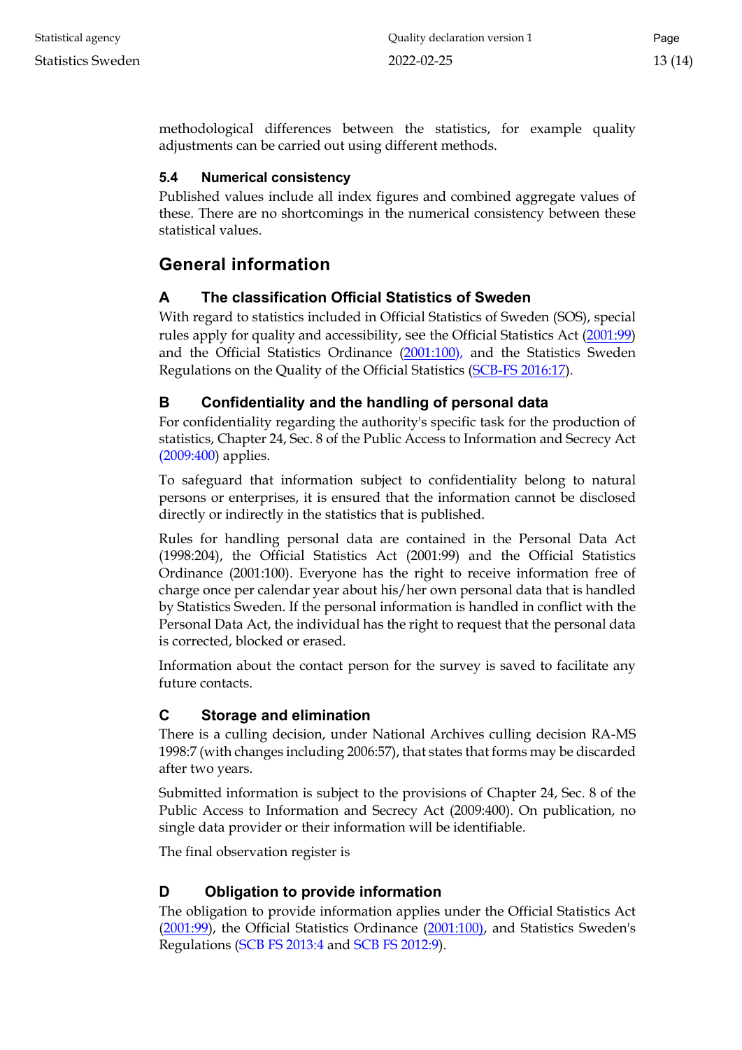methodological differences between the statistics, for example quality adjustments can be carried out using different methods.

### 5.4 Numerical consistency

Published values include all index figures and combined aggregate values of these. There are no shortcomings in the numerical consistency between these statistical values.

## General information

### A The classification Official Statistics of Sweden

With regard to statistics included in Official Statistics of Sweden (SOS), special rules apply for quality and accessibility, see the Official Statistics Act (2001:99) and the Official Statistics Ordinance (2001:100), and the Statistics Sweden Regulations on the Quality of the Official Statistics (SCB-FS 2016:17).

### B Confidentiality and the handling of personal data

For confidentiality regarding the authority's specific task for the production of statistics, Chapter 24, Sec. 8 of the Public Access to Information and Secrecy Act (2009:400) applies.

To safeguard that information subject to confidentiality belong to natural persons or enterprises, it is ensured that the information cannot be disclosed directly or indirectly in the statistics that is published.

Rules for handling personal data are contained in the Personal Data Act (1998:204), the Official Statistics Act (2001:99) and the Official Statistics Ordinance (2001:100). Everyone has the right to receive information free of charge once per calendar year about his/her own personal data that is handled by Statistics Sweden. If the personal information is handled in conflict with the Personal Data Act, the individual has the right to request that the personal data is corrected, blocked or erased.

Information about the contact person for the survey is saved to facilitate any future contacts.

### C Storage and elimination

There is a culling decision, under National Archives culling decision RA-MS 1998:7 (with changes including 2006:57), that states that forms may be discarded after two years.

Submitted information is subject to the provisions of Chapter 24, Sec. 8 of the Public Access to Information and Secrecy Act (2009:400). On publication, no single data provider or their information will be identifiable.

The final observation register is

### D Obligation to provide information

The obligation to provide information applies under the Official Statistics Act (2001:99), the Official Statistics Ordinance (2001:100), and Statistics Sweden's Regulations (SCB FS 2013:4 and SCB FS 2012:9).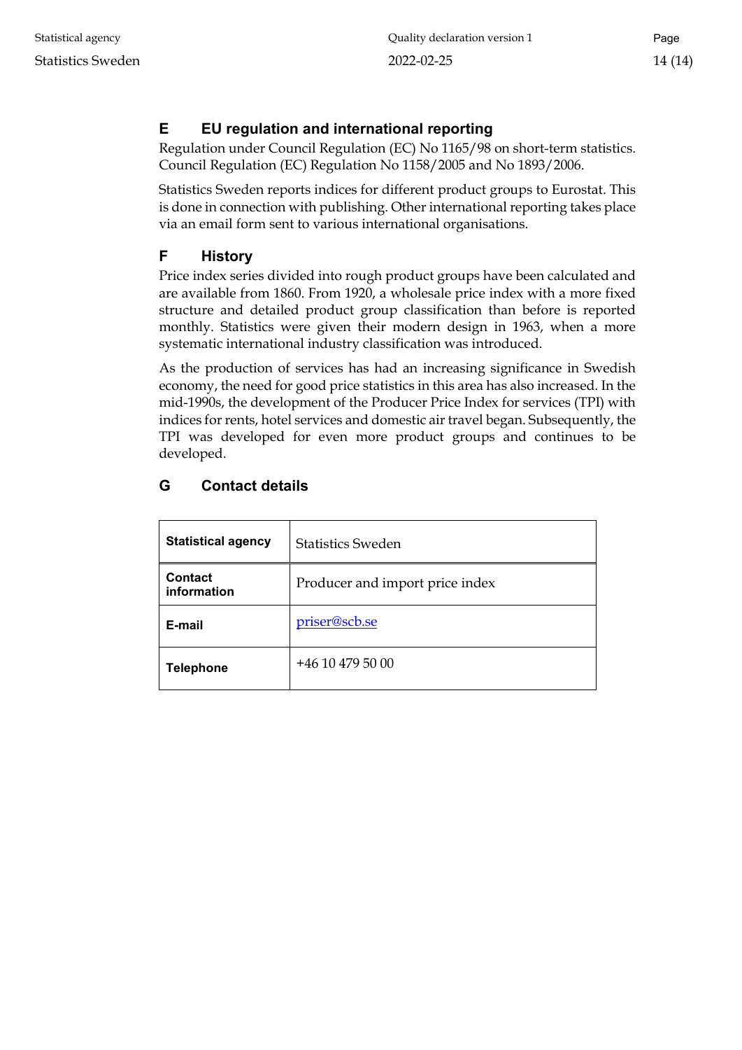## E EU regulation and international reporting

Regulation under Council Regulation (EC) No 1165/98 on short-term statistics. Council Regulation (EC) Regulation No 1158/2005 and No 1893/2006.

Statistics Sweden reports indices for different product groups to Eurostat. This is done in connection with publishing. Other international reporting takes place via an email form sent to various international organisations.

## F History

Price index series divided into rough product groups have been calculated and are available from 1860. From 1920, a wholesale price index with a more fixed structure and detailed product group classification than before is reported monthly. Statistics were given their modern design in 1963, when a more systematic international industry classification was introduced.

As the production of services has had an increasing significance in Swedish economy, the need for good price statistics in this area has also increased. In the mid-1990s, the development of the Producer Price Index for services (TPI) with indices for rents, hotel services and domestic air travel began. Subsequently, the TPI was developed for even more product groups and continues to be developed.

## G Contact details

| | |
|---|---|
| **Statistical agency** | Statistics Sweden |
| **Contact information** | Producer and import price index |
| **E-mail** | priser@scb.se |
| **Telephone** | +46 10 479 50 00 |